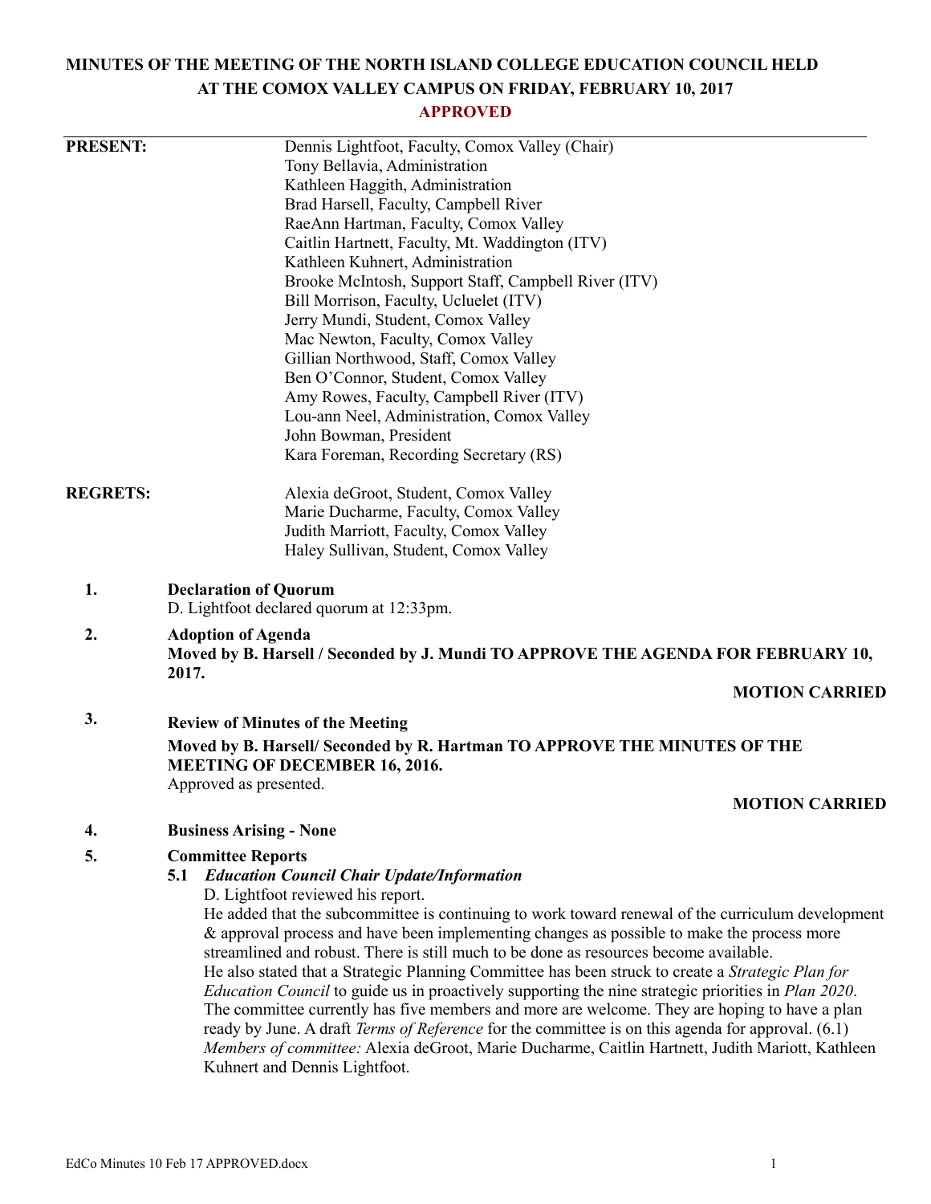# MINUTES OF THE MEETING OF THE NORTH ISLAND COLLEGE EDUCATION COUNCIL HELD AT THE COMOX VALLEY CAMPUS ON FRIDAY, FEBRUARY 10, 2017

**APPROVED**

**PRESENT:**

Dennis Lightfoot, Faculty, Comox Valley (Chair)
Tony Bellavia, Administration
Kathleen Haggith, Administration
Brad Harsell, Faculty, Campbell River
RaeAnn Hartman, Faculty, Comox Valley
Caitlin Hartnett, Faculty, Mt. Waddington (ITV)
Kathleen Kuhnert, Administration
Brooke McIntosh, Support Staff, Campbell River (ITV)
Bill Morrison, Faculty, Ucluelet (ITV)
Jerry Mundi, Student, Comox Valley
Mac Newton, Faculty, Comox Valley
Gillian Northwood, Staff, Comox Valley
Ben O'Connor, Student, Comox Valley
Amy Rowes, Faculty, Campbell River (ITV)
Lou-ann Neel, Administration, Comox Valley
John Bowman, President
Kara Foreman, Recording Secretary (RS)

**REGRETS:**

Alexia deGroot, Student, Comox Valley
Marie Ducharme, Faculty, Comox Valley
Judith Marriott, Faculty, Comox Valley
Haley Sullivan, Student, Comox Valley

**1. Declaration of Quorum**

D. Lightfoot declared quorum at 12:33pm.

**2. Adoption of Agenda**

**Moved by B. Harsell / Seconded by J. Mundi TO APPROVE THE AGENDA FOR FEBRUARY 10, 2017.**

**MOTION CARRIED**

**3. Review of Minutes of the Meeting**

**Moved by B. Harsell/ Seconded by R. Hartman TO APPROVE THE MINUTES OF THE MEETING OF DECEMBER 16, 2016.**

Approved as presented.

**MOTION CARRIED**

**4. Business Arising - None**

**5. Committee Reports**

**5.1 *Education Council Chair Update/Information***

D. Lightfoot reviewed his report.

He added that the subcommittee is continuing to work toward renewal of the curriculum development & approval process and have been implementing changes as possible to make the process more streamlined and robust. There is still much to be done as resources become available.

He also stated that a Strategic Planning Committee has been struck to create a *Strategic Plan for Education Council* to guide us in proactively supporting the nine strategic priorities in *Plan 2020*. The committee currently has five members and more are welcome. They are hoping to have a plan ready by June. A draft *Terms of Reference* for the committee is on this agenda for approval. (6.1)

*Members of committee:* Alexia deGroot, Marie Ducharme, Caitlin Hartnett, Judith Mariott, Kathleen Kuhnert and Dennis Lightfoot.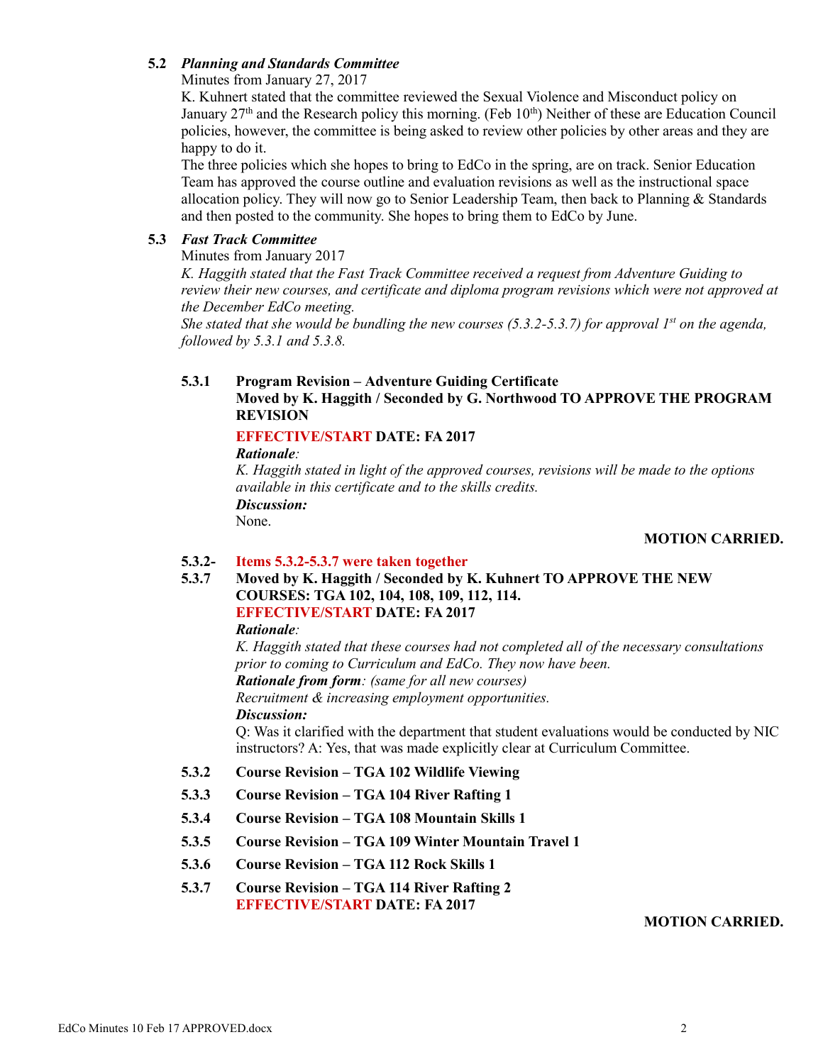### 5.2 *Planning and Standards Committee*

Minutes from January 27, 2017

K. Kuhnert stated that the committee reviewed the Sexual Violence and Misconduct policy on January 27th and the Research policy this morning. (Feb 10th) Neither of these are Education Council policies, however, the committee is being asked to review other policies by other areas and they are happy to do it.

The three policies which she hopes to bring to EdCo in the spring, are on track. Senior Education Team has approved the course outline and evaluation revisions as well as the instructional space allocation policy. They will now go to Senior Leadership Team, then back to Planning & Standards and then posted to the community. She hopes to bring them to EdCo by June.

### 5.3 *Fast Track Committee*

Minutes from January 2017

*K. Haggith stated that the Fast Track Committee received a request from Adventure Guiding to review their new courses, and certificate and diploma program revisions which were not approved at the December EdCo meeting.*

*She stated that she would be bundling the new courses (5.3.2-5.3.7) for approval 1st on the agenda, followed by 5.3.1 and 5.3.8.*

#### 5.3.1 Program Revision – Adventure Guiding Certificate

**Moved by K. Haggith / Seconded by G. Northwood TO APPROVE THE PROGRAM REVISION**

**EFFECTIVE/START DATE: FA 2017**

***Rationale:***

*K. Haggith stated in light of the approved courses, revisions will be made to the options available in this certificate and to the skills credits.*

***Discussion:***

None.

**MOTION CARRIED.**

#### 5.3.2- 5.3.7 Items 5.3.2-5.3.7 were taken together

**Moved by K. Haggith / Seconded by K. Kuhnert TO APPROVE THE NEW COURSES: TGA 102, 104, 108, 109, 112, 114.**

**EFFECTIVE/START DATE: FA 2017**

***Rationale:***

*K. Haggith stated that these courses had not completed all of the necessary consultations prior to coming to Curriculum and EdCo. They now have been.*

***Rationale from form****: (same for all new courses)*

*Recruitment & increasing employment opportunities.*

***Discussion:***

Q: Was it clarified with the department that student evaluations would be conducted by NIC instructors? A: Yes, that was made explicitly clear at Curriculum Committee.

**5.3.2 Course Revision – TGA 102 Wildlife Viewing**

**5.3.3 Course Revision – TGA 104 River Rafting 1**

**5.3.4 Course Revision – TGA 108 Mountain Skills 1**

**5.3.5 Course Revision – TGA 109 Winter Mountain Travel 1**

**5.3.6 Course Revision – TGA 112 Rock Skills 1**

**5.3.7 Course Revision – TGA 114 River Rafting 2**

**EFFECTIVE/START DATE: FA 2017**

**MOTION CARRIED.**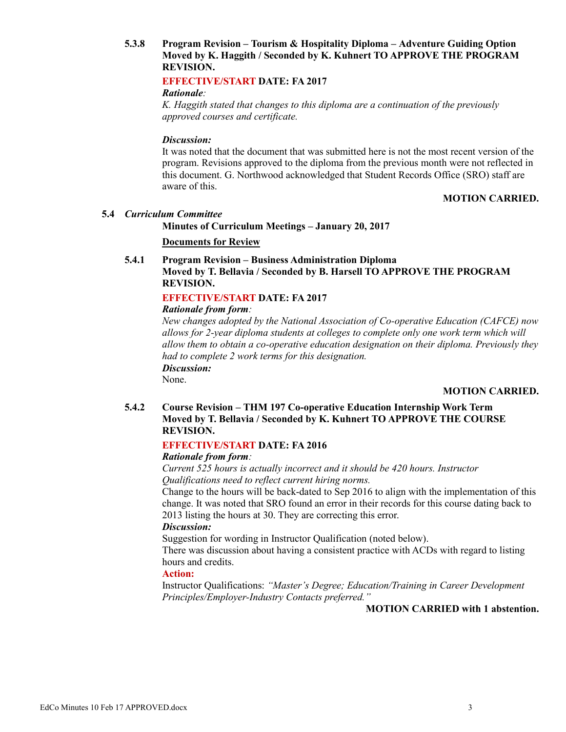**5.3.8 Program Revision – Tourism & Hospitality Diploma – Adventure Guiding Option**
**Moved by K. Haggith / Seconded by K. Kuhnert TO APPROVE THE PROGRAM REVISION.**

**EFFECTIVE/START DATE: FA 2017**

***Rationale**:*
*K. Haggith stated that changes to this diploma are a continuation of the previously approved courses and certificate.*

***Discussion:***
It was noted that the document that was submitted here is not the most recent version of the program. Revisions approved to the diploma from the previous month were not reflected in this document. G. Northwood acknowledged that Student Records Office (SRO) staff are aware of this.

**MOTION CARRIED.**

**5.4 *Curriculum Committee***

**Minutes of Curriculum Meetings – January 20, 2017**

**<u>Documents for Review</u>**

**5.4.1 Program Revision – Business Administration Diploma**
**Moved by T. Bellavia / Seconded by B. Harsell TO APPROVE THE PROGRAM REVISION.**

**EFFECTIVE/START DATE: FA 2017**

***Rationale from form**:*
*New changes adopted by the National Association of Co-operative Education (CAFCE) now allows for 2-year diploma students at colleges to complete only one work term which will allow them to obtain a co-operative education designation on their diploma. Previously they had to complete 2 work terms for this designation.*

***Discussion:***
None.

**MOTION CARRIED.**

**5.4.2 Course Revision – THM 197 Co-operative Education Internship Work Term**
**Moved by T. Bellavia / Seconded by K. Kuhnert TO APPROVE THE COURSE REVISION.**

**EFFECTIVE/START DATE: FA 2016**

***Rationale from form**:*
*Current 525 hours is actually incorrect and it should be 420 hours. Instructor Qualifications need to reflect current hiring norms.*
Change to the hours will be back-dated to Sep 2016 to align with the implementation of this change. It was noted that SRO found an error in their records for this course dating back to 2013 listing the hours at 30. They are correcting this error.

***Discussion:***
Suggestion for wording in Instructor Qualification (noted below).
There was discussion about having a consistent practice with ACDs with regard to listing hours and credits.

**Action:**
Instructor Qualifications: *"Master's Degree; Education/Training in Career Development Principles/Employer-Industry Contacts preferred."*

**MOTION CARRIED with 1 abstention.**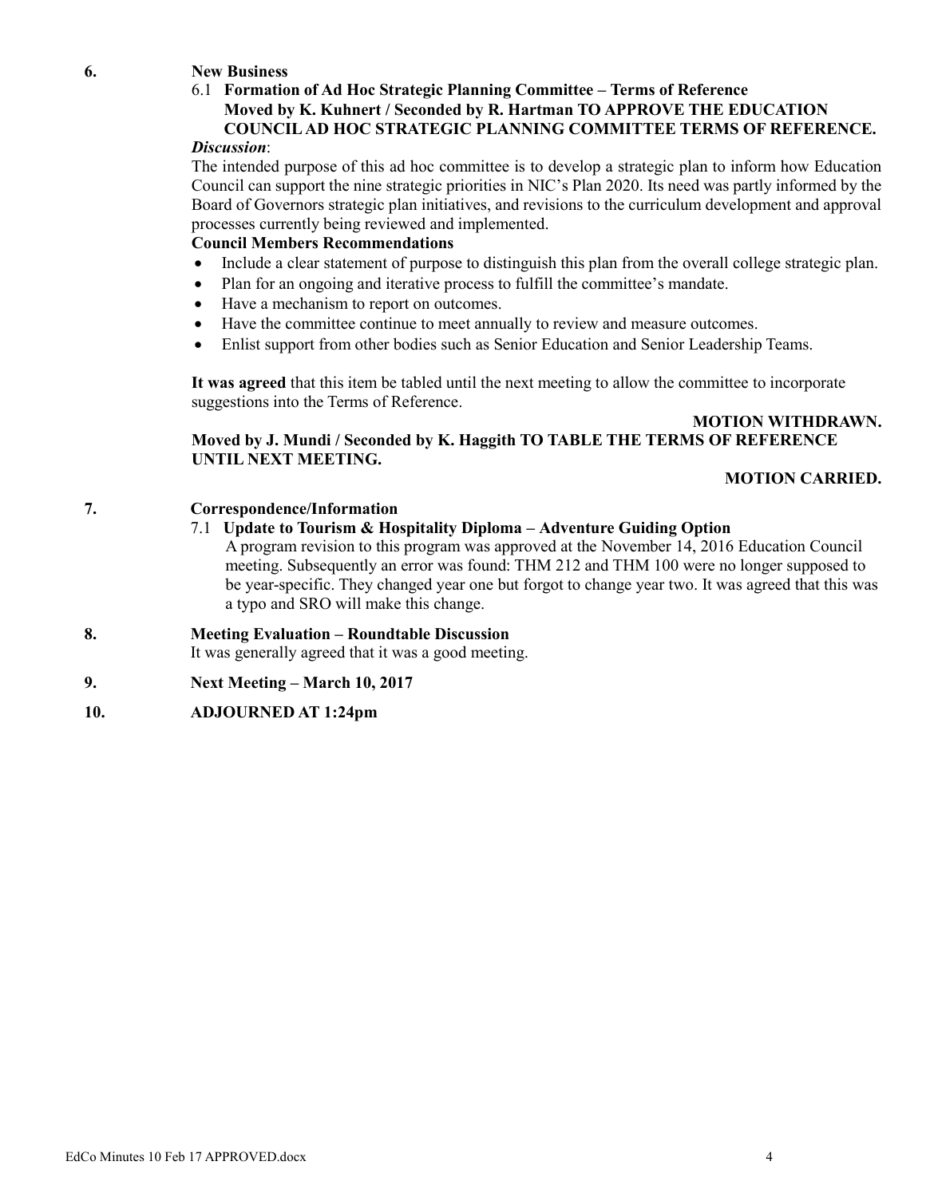## 6. New Business

### 6.1 Formation of Ad Hoc Strategic Planning Committee – Terms of Reference

**Moved by K. Kuhnert / Seconded by R. Hartman TO APPROVE THE EDUCATION COUNCIL AD HOC STRATEGIC PLANNING COMMITTEE TERMS OF REFERENCE.**

***Discussion***:

The intended purpose of this ad hoc committee is to develop a strategic plan to inform how Education Council can support the nine strategic priorities in NIC's Plan 2020. Its need was partly informed by the Board of Governors strategic plan initiatives, and revisions to the curriculum development and approval processes currently being reviewed and implemented.

**Council Members Recommendations**

- Include a clear statement of purpose to distinguish this plan from the overall college strategic plan.
- Plan for an ongoing and iterative process to fulfill the committee's mandate.
- Have a mechanism to report on outcomes.
- Have the committee continue to meet annually to review and measure outcomes.
- Enlist support from other bodies such as Senior Education and Senior Leadership Teams.

**It was agreed** that this item be tabled until the next meeting to allow the committee to incorporate suggestions into the Terms of Reference.

**MOTION WITHDRAWN.**

**Moved by J. Mundi / Seconded by K. Haggith TO TABLE THE TERMS OF REFERENCE UNTIL NEXT MEETING.**

**MOTION CARRIED.**

## 7. Correspondence/Information

### 7.1 Update to Tourism & Hospitality Diploma – Adventure Guiding Option

A program revision to this program was approved at the November 14, 2016 Education Council meeting. Subsequently an error was found: THM 212 and THM 100 were no longer supposed to be year-specific. They changed year one but forgot to change year two. It was agreed that this was a typo and SRO will make this change.

## 8. Meeting Evaluation – Roundtable Discussion

It was generally agreed that it was a good meeting.

## 9. Next Meeting – March 10, 2017

## 10. ADJOURNED AT 1:24pm